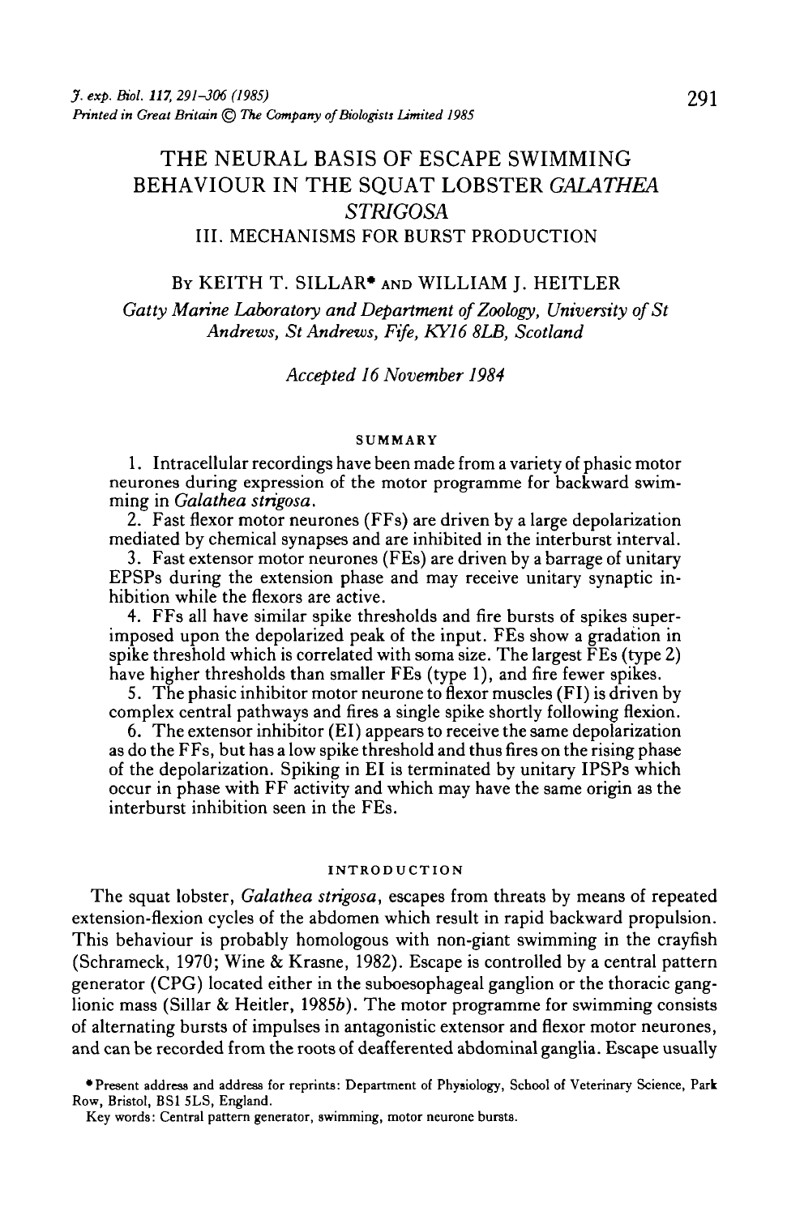# THE NEURAL BASIS OF ESCAPE SWIMMING BEHAVIOUR IN THE SQUAT LOBSTER *GALATHEA STRIGOSA*

## III. MECHANISMS FOR BURST PRODUCTION

By Keith T. Sillar* and William J. Heitler

*Gatty Marine Laboratory and Department of Zoology, University of St Andrews, St Andrews, Fife, KY16 8LB, Scotland*

*Accepted 16 November 1984*

### SUMMARY

1. Intracellular recordings have been made from a variety of phasic motor neurones during expression of the motor programme for backward swimming in *Galathea strigosa*.
2. Fast flexor motor neurones (FFs) are driven by a large depolarization mediated by chemical synapses and are inhibited in the interburst interval.
3. Fast extensor motor neurones (FEs) are driven by a barrage of unitary EPSPs during the extension phase and may receive unitary synaptic inhibition while the flexors are active.
4. FFs all have similar spike thresholds and fire bursts of spikes superimposed upon the depolarized peak of the input. FEs show a gradation in spike threshold which is correlated with soma size. The largest FEs (type 2) have higher thresholds than smaller FEs (type 1), and fire fewer spikes.
5. The phasic inhibitor motor neurone to flexor muscles (FI) is driven by complex central pathways and fires a single spike shortly following flexion.
6. The extensor inhibitor (EI) appears to receive the same depolarization as do the FFs, but has a low spike threshold and thus fires on the rising phase of the depolarization. Spiking in EI is terminated by unitary IPSPs which occur in phase with FF activity and which may have the same origin as the interburst inhibition seen in the FEs.

### INTRODUCTION

The squat lobster, *Galathea strigosa*, escapes from threats by means of repeated extension-flexion cycles of the abdomen which result in rapid backward propulsion. This behaviour is probably homologous with non-giant swimming in the crayfish (Schrameck, 1970; Wine & Krasne, 1982). Escape is controlled by a central pattern generator (CPG) located either in the suboesophageal ganglion or the thoracic ganglionic mass (Sillar & Heitler, 1985*b*). The motor programme for swimming consists of alternating bursts of impulses in antagonistic extensor and flexor motor neurones, and can be recorded from the roots of deafferented abdominal ganglia. Escape usually

*Present address and address for reprints: Department of Physiology, School of Veterinary Science, Park Row, Bristol, BS1 5LS, England.

Key words: Central pattern generator, swimming, motor neurone bursts.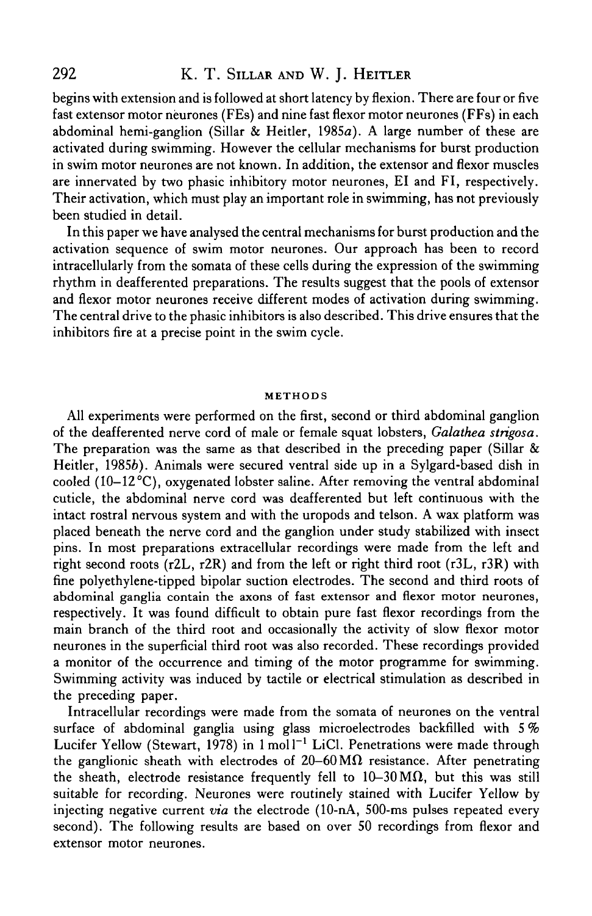begins with extension and is followed at short latency by flexion. There are four or five fast extensor motor neurones (FEs) and nine fast flexor motor neurones (FFs) in each abdominal hemi-ganglion (Sillar & Heitler, 1985*a*). A large number of these are activated during swimming. However the cellular mechanisms for burst production in swim motor neurones are not known. In addition, the extensor and flexor muscles are innervated by two phasic inhibitory motor neurones, EI and FI, respectively. Their activation, which must play an important role in swimming, has not previously been studied in detail.

In this paper we have analysed the central mechanisms for burst production and the activation sequence of swim motor neurones. Our approach has been to record intracellularly from the somata of these cells during the expression of the swimming rhythm in deafferented preparations. The results suggest that the pools of extensor and flexor motor neurones receive different modes of activation during swimming. The central drive to the phasic inhibitors is also described. This drive ensures that the inhibitors fire at a precise point in the swim cycle.

## METHODS

All experiments were performed on the first, second or third abdominal ganglion of the deafferented nerve cord of male or female squat lobsters, *Galathea strigosa*. The preparation was the same as that described in the preceding paper (Sillar & Heitler, 1985*b*). Animals were secured ventral side up in a Sylgard-based dish in cooled (10–12 °C), oxygenated lobster saline. After removing the ventral abdominal cuticle, the abdominal nerve cord was deafferented but left continuous with the intact rostral nervous system and with the uropods and telson. A wax platform was placed beneath the nerve cord and the ganglion under study stabilized with insect pins. In most preparations extracellular recordings were made from the left and right second roots (r2L, r2R) and from the left or right third root (r3L, r3R) with fine polyethylene-tipped bipolar suction electrodes. The second and third roots of abdominal ganglia contain the axons of fast extensor and flexor motor neurones, respectively. It was found difficult to obtain pure fast flexor recordings from the main branch of the third root and occasionally the activity of slow flexor motor neurones in the superficial third root was also recorded. These recordings provided a monitor of the occurrence and timing of the motor programme for swimming. Swimming activity was induced by tactile or electrical stimulation as described in the preceding paper.

Intracellular recordings were made from the somata of neurones on the ventral surface of abdominal ganglia using glass microelectrodes backfilled with 5 % Lucifer Yellow (Stewart, 1978) in $1\,\mathrm{mol\,l^{-1}}$ LiCl. Penetrations were made through the ganglionic sheath with electrodes of $20$–$60\,\mathrm{M\Omega}$ resistance. After penetrating the sheath, electrode resistance frequently fell to $10$–$30\,\mathrm{M\Omega}$, but this was still suitable for recording. Neurones were routinely stained with Lucifer Yellow by injecting negative current *via* the electrode (10-nA, 500-ms pulses repeated every second). The following results are based on over 50 recordings from flexor and extensor motor neurones.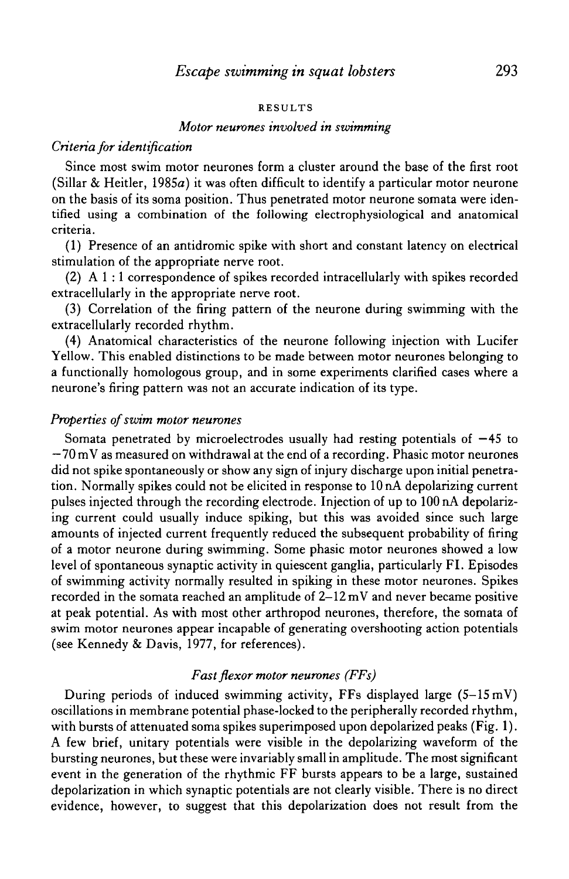## RESULTS

### *Motor neurones involved in swimming*

#### *Criteria for identification*

Since most swim motor neurones form a cluster around the base of the first root (Sillar & Heitler, 1985*a*) it was often difficult to identify a particular motor neurone on the basis of its soma position. Thus penetrated motor neurone somata were identified using a combination of the following electrophysiological and anatomical criteria.

(1) Presence of an antidromic spike with short and constant latency on electrical stimulation of the appropriate nerve root.

(2) A 1 : 1 correspondence of spikes recorded intracellularly with spikes recorded extracellularly in the appropriate nerve root.

(3) Correlation of the firing pattern of the neurone during swimming with the extracellularly recorded rhythm.

(4) Anatomical characteristics of the neurone following injection with Lucifer Yellow. This enabled distinctions to be made between motor neurones belonging to a functionally homologous group, and in some experiments clarified cases where a neurone's firing pattern was not an accurate indication of its type.

#### *Properties of swim motor neurones*

Somata penetrated by microelectrodes usually had resting potentials of −45 to −70 mV as measured on withdrawal at the end of a recording. Phasic motor neurones did not spike spontaneously or show any sign of injury discharge upon initial penetration. Normally spikes could not be elicited in response to 10 nA depolarizing current pulses injected through the recording electrode. Injection of up to 100 nA depolarizing current could usually induce spiking, but this was avoided since such large amounts of injected current frequently reduced the subsequent probability of firing of a motor neurone during swimming. Some phasic motor neurones showed a low level of spontaneous synaptic activity in quiescent ganglia, particularly FI. Episodes of swimming activity normally resulted in spiking in these motor neurones. Spikes recorded in the somata reached an amplitude of 2–12 mV and never became positive at peak potential. As with most other arthropod neurones, therefore, the somata of swim motor neurones appear incapable of generating overshooting action potentials (see Kennedy & Davis, 1977, for references).

#### *Fast flexor motor neurones (FFs)*

During periods of induced swimming activity, FFs displayed large (5–15 mV) oscillations in membrane potential phase-locked to the peripherally recorded rhythm, with bursts of attenuated soma spikes superimposed upon depolarized peaks (Fig. 1). A few brief, unitary potentials were visible in the depolarizing waveform of the bursting neurones, but these were invariably small in amplitude. The most significant event in the generation of the rhythmic FF bursts appears to be a large, sustained depolarization in which synaptic potentials are not clearly visible. There is no direct evidence, however, to suggest that this depolarization does not result from the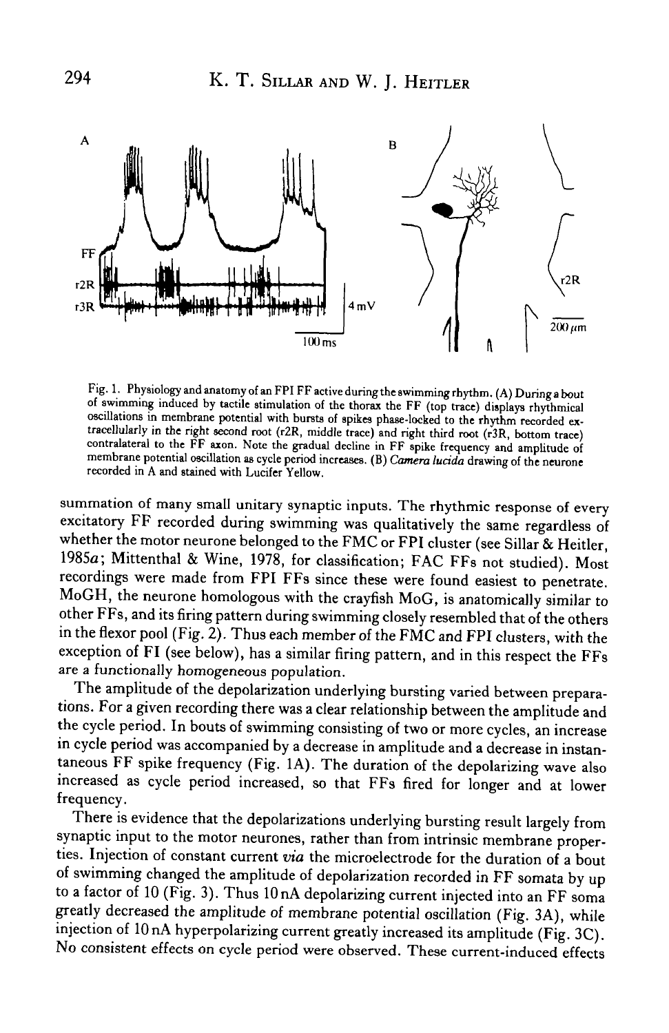Fig. 1. Physiology and anatomy of an FPI FF active during the swimming rhythm. (A) During a bout of swimming induced by tactile stimulation of the thorax the FF (top trace) displays rhythmical oscillations in membrane potential with bursts of spikes phase-locked to the rhythm recorded extracellularly in the right second root (r2R, middle trace) and right third root (r3R, bottom trace) contralateral to the FF axon. Note the gradual decline in FF spike frequency and amplitude of membrane potential oscillation as cycle period increases. (B) *Camera lucida* drawing of the neurone recorded in A and stained with Lucifer Yellow.

summation of many small unitary synaptic inputs. The rhythmic response of every excitatory FF recorded during swimming was qualitatively the same regardless of whether the motor neurone belonged to the FMC or FPI cluster (see Sillar & Heitler, 1985*a*; Mittenthal & Wine, 1978, for classification; FAC FFs not studied). Most recordings were made from FPI FFs since these were found easiest to penetrate. MoGH, the neurone homologous with the crayfish MoG, is anatomically similar to other FFs, and its firing pattern during swimming closely resembled that of the others in the flexor pool (Fig. 2). Thus each member of the FMC and FPI clusters, with the exception of FI (see below), has a similar firing pattern, and in this respect the FFs are a functionally homogeneous population.

The amplitude of the depolarization underlying bursting varied between preparations. For a given recording there was a clear relationship between the amplitude and the cycle period. In bouts of swimming consisting of two or more cycles, an increase in cycle period was accompanied by a decrease in amplitude and a decrease in instantaneous FF spike frequency (Fig. 1A). The duration of the depolarizing wave also increased as cycle period increased, so that FFs fired for longer and at lower frequency.

There is evidence that the depolarizations underlying bursting result largely from synaptic input to the motor neurones, rather than from intrinsic membrane properties. Injection of constant current *via* the microelectrode for the duration of a bout of swimming changed the amplitude of depolarization recorded in FF somata by up to a factor of 10 (Fig. 3). Thus 10 nA depolarizing current injected into an FF soma greatly decreased the amplitude of membrane potential oscillation (Fig. 3A), while injection of 10 nA hyperpolarizing current greatly increased its amplitude (Fig. 3C). No consistent effects on cycle period were observed. These current-induced effects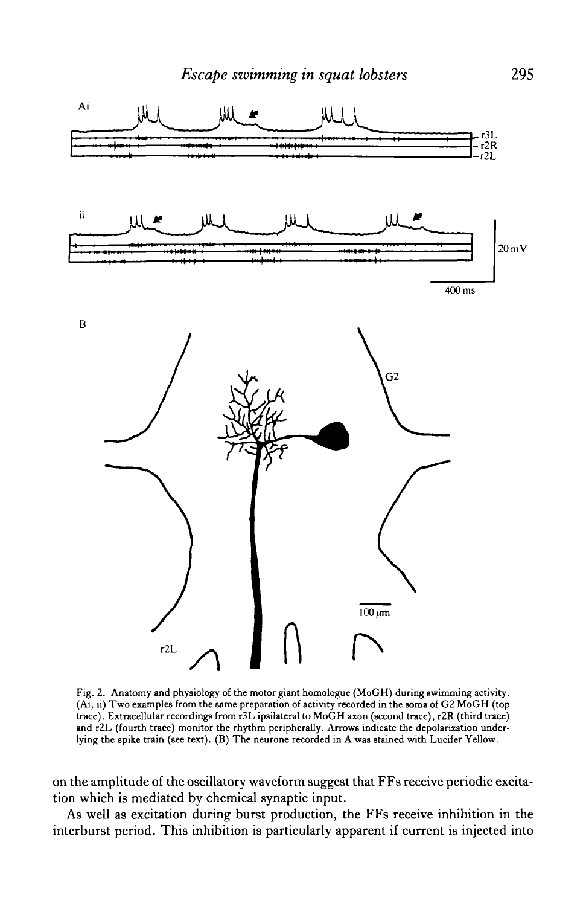Fig. 2. Anatomy and physiology of the motor giant homologue (MoGH) during swimming activity. (Ai, ii) Two examples from the same preparation of activity recorded in the soma of G2 MoGH (top trace). Extracellular recordings from r3L ipsilateral to MoGH axon (second trace), r2R (third trace) and r2L (fourth trace) monitor the rhythm peripherally. Arrows indicate the depolarization underlying the spike train (see text). (B) The neurone recorded in A was stained with Lucifer Yellow.

on the amplitude of the oscillatory waveform suggest that FFs receive periodic excitation which is mediated by chemical synaptic input.

As well as excitation during burst production, the FFs receive inhibition in the interburst period. This inhibition is particularly apparent if current is injected into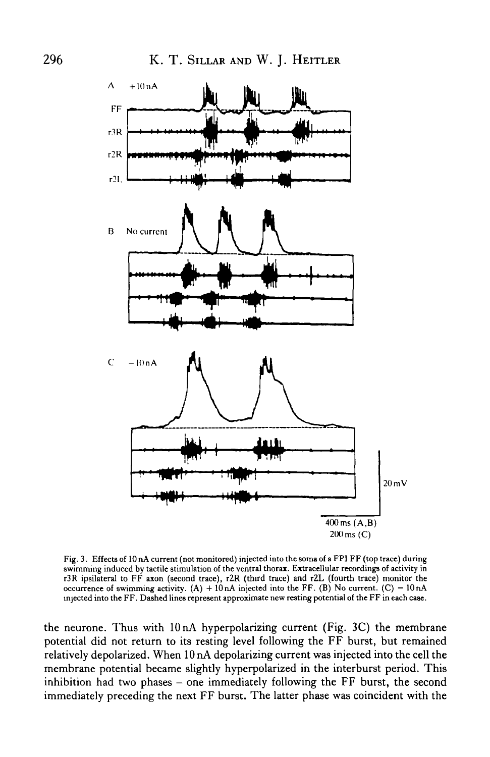Fig. 3. Effects of 10 nA current (not monitored) injected into the soma of a FPI FF (top trace) during swimming induced by tactile stimulation of the ventral thorax. Extracellular recordings of activity in r3R ipsilateral to FF axon (second trace), r2R (third trace) and r2L (fourth trace) monitor the occurrence of swimming activity. (A) + 10 nA injected into the FF. (B) No current. (C) − 10 nA injected into the FF. Dashed lines represent approximate new resting potential of the FF in each case.

the neurone. Thus with 10 nA hyperpolarizing current (Fig. 3C) the membrane potential did not return to its resting level following the FF burst, but remained relatively depolarized. When 10 nA depolarizing current was injected into the cell the membrane potential became slightly hyperpolarized in the interburst period. This inhibition had two phases – one immediately following the FF burst, the second immediately preceding the next FF burst. The latter phase was coincident with the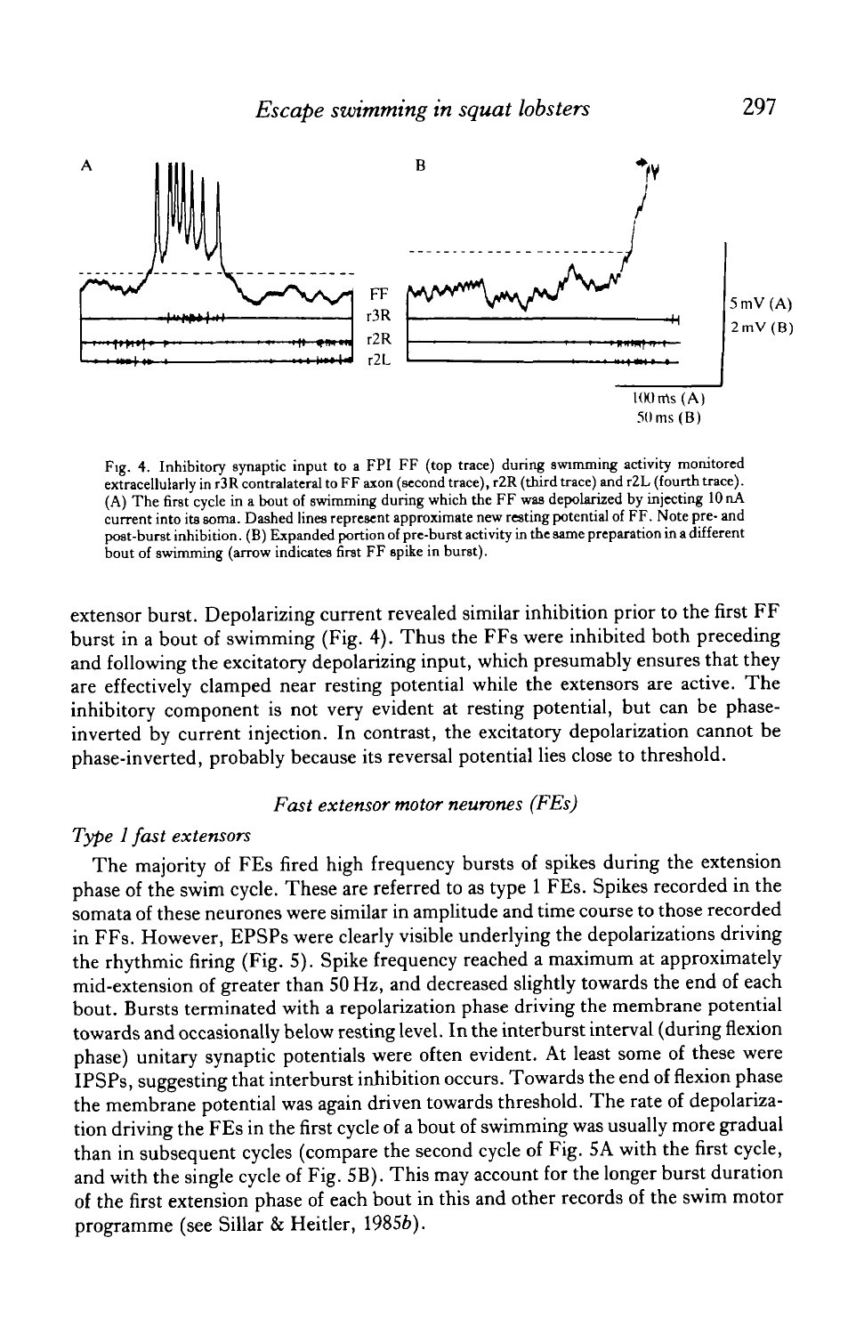Fig. 4. Inhibitory synaptic input to a FPI FF (top trace) during swimming activity monitored extracellularly in r3R contralateral to FF axon (second trace), r2R (third trace) and r2L (fourth trace). (A) The first cycle in a bout of swimming during which the FF was depolarized by injecting 10 nA current into its soma. Dashed lines represent approximate new resting potential of FF. Note pre- and post-burst inhibition. (B) Expanded portion of pre-burst activity in the same preparation in a different bout of swimming (arrow indicates first FF spike in burst).

extensor burst. Depolarizing current revealed similar inhibition prior to the first FF burst in a bout of swimming (Fig. 4). Thus the FFs were inhibited both preceding and following the excitatory depolarizing input, which presumably ensures that they are effectively clamped near resting potential while the extensors are active. The inhibitory component is not very evident at resting potential, but can be phase-inverted by current injection. In contrast, the excitatory depolarization cannot be phase-inverted, probably because its reversal potential lies close to threshold.

## *Fast extensor motor neurones (FEs)*

### *Type 1 fast extensors*

The majority of FEs fired high frequency bursts of spikes during the extension phase of the swim cycle. These are referred to as type 1 FEs. Spikes recorded in the somata of these neurones were similar in amplitude and time course to those recorded in FFs. However, EPSPs were clearly visible underlying the depolarizations driving the rhythmic firing (Fig. 5). Spike frequency reached a maximum at approximately mid-extension of greater than 50 Hz, and decreased slightly towards the end of each bout. Bursts terminated with a repolarization phase driving the membrane potential towards and occasionally below resting level. In the interburst interval (during flexion phase) unitary synaptic potentials were often evident. At least some of these were IPSPs, suggesting that interburst inhibition occurs. Towards the end of flexion phase the membrane potential was again driven towards threshold. The rate of depolarization driving the FEs in the first cycle of a bout of swimming was usually more gradual than in subsequent cycles (compare the second cycle of Fig. 5A with the first cycle, and with the single cycle of Fig. 5B). This may account for the longer burst duration of the first extension phase of each bout in this and other records of the swim motor programme (see Sillar & Heitler, 1985*b*).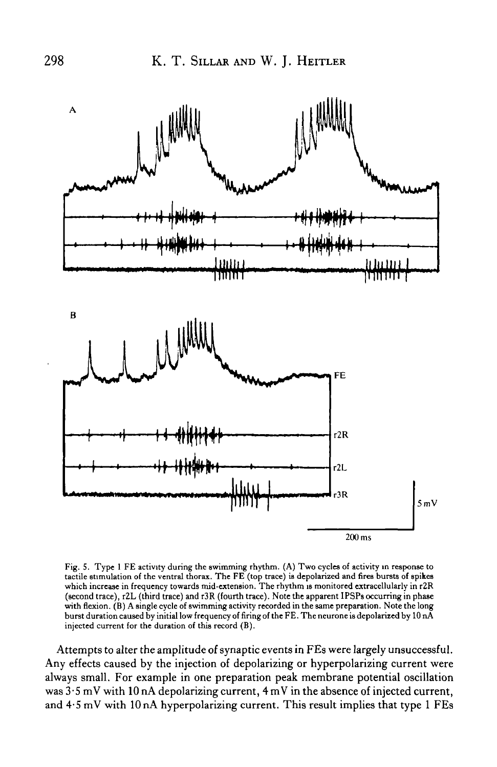Fig. 5. Type 1 FE activity during the swimming rhythm. (A) Two cycles of activity in response to tactile stimulation of the ventral thorax. The FE (top trace) is depolarized and fires bursts of spikes which increase in frequency towards mid-extension. The rhythm is monitored extracellularly in r2R (second trace), r2L (third trace) and r3R (fourth trace). Note the apparent IPSPs occurring in phase with flexion. (B) A single cycle of swimming activity recorded in the same preparation. Note the long burst duration caused by initial low frequency of firing of the FE. The neurone is depolarized by 10 nA injected current for the duration of this record (B).

Attempts to alter the amplitude of synaptic events in FEs were largely unsuccessful. Any effects caused by the injection of depolarizing or hyperpolarizing current were always small. For example in one preparation peak membrane potential oscillation was 3·5 mV with 10 nA depolarizing current, 4 mV in the absence of injected current, and 4·5 mV with 10 nA hyperpolarizing current. This result implies that type 1 FEs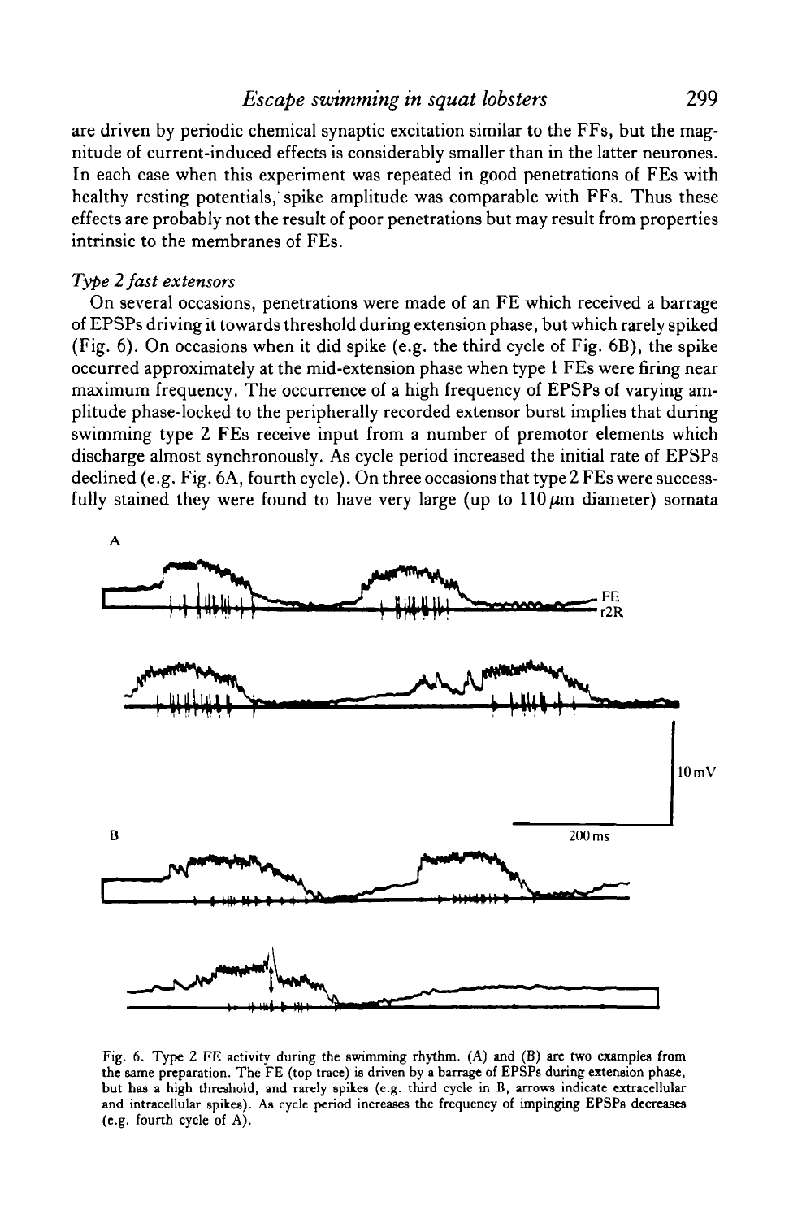are driven by periodic chemical synaptic excitation similar to the FFs, but the magnitude of current-induced effects is considerably smaller than in the latter neurones. In each case when this experiment was repeated in good penetrations of FEs with healthy resting potentials, spike amplitude was comparable with FFs. Thus these effects are probably not the result of poor penetrations but may result from properties intrinsic to the membranes of FEs.

### *Type 2 fast extensors*

On several occasions, penetrations were made of an FE which received a barrage of EPSPs driving it towards threshold during extension phase, but which rarely spiked (Fig. 6). On occasions when it did spike (e.g. the third cycle of Fig. 6B), the spike occurred approximately at the mid-extension phase when type 1 FEs were firing near maximum frequency. The occurrence of a high frequency of EPSPs of varying amplitude phase-locked to the peripherally recorded extensor burst implies that during swimming type 2 FEs receive input from a number of premotor elements which discharge almost synchronously. As cycle period increased the initial rate of EPSPs declined (e.g. Fig. 6A, fourth cycle). On three occasions that type 2 FEs were successfully stained they were found to have very large (up to 110 $\mu$m diameter) somata

Fig. 6. Type 2 FE activity during the swimming rhythm. (A) and (B) are two examples from the same preparation. The FE (top trace) is driven by a barrage of EPSPs during extension phase, but has a high threshold, and rarely spikes (e.g. third cycle in B, arrows indicate extracellular and intracellular spikes). As cycle period increases the frequency of impinging EPSPs decreases (e.g. fourth cycle of A).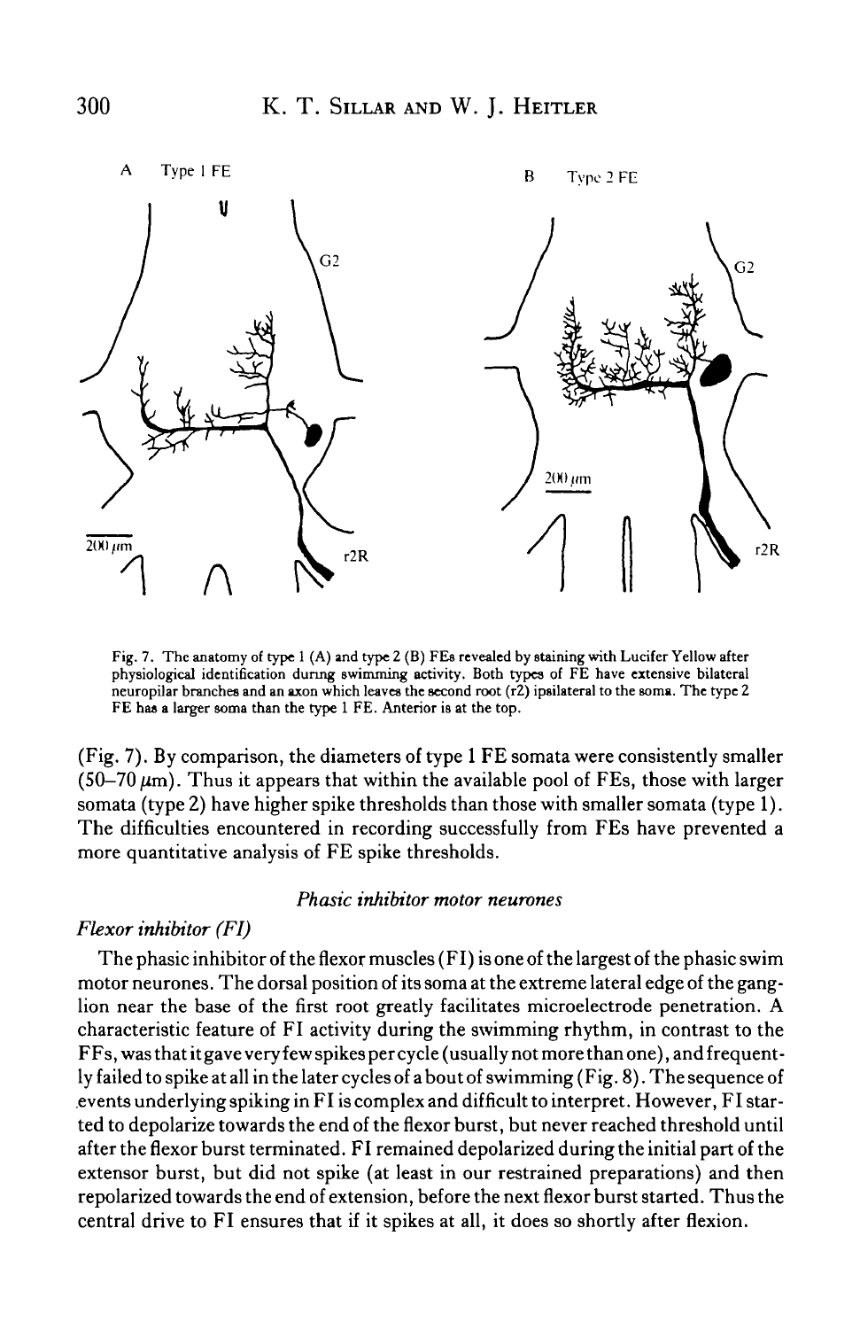Fig. 7. The anatomy of type 1 (A) and type 2 (B) FEs revealed by staining with Lucifer Yellow after physiological identification during swimming activity. Both types of FE have extensive bilateral neuropilar branches and an axon which leaves the second root (r2) ipsilateral to the soma. The type 2 FE has a larger soma than the type 1 FE. Anterior is at the top.

(Fig. 7). By comparison, the diameters of type 1 FE somata were consistently smaller (50–70 μm). Thus it appears that within the available pool of FEs, those with larger somata (type 2) have higher spike thresholds than those with smaller somata (type 1). The difficulties encountered in recording successfully from FEs have prevented a more quantitative analysis of FE spike thresholds.

### *Phasic inhibitor motor neurones*

#### *Flexor inhibitor (FI)*

The phasic inhibitor of the flexor muscles (FI) is one of the largest of the phasic swim motor neurones. The dorsal position of its soma at the extreme lateral edge of the ganglion near the base of the first root greatly facilitates microelectrode penetration. A characteristic feature of FI activity during the swimming rhythm, in contrast to the FFs, was that it gave very few spikes per cycle (usually not more than one), and frequently failed to spike at all in the later cycles of a bout of swimming (Fig. 8). The sequence of events underlying spiking in FI is complex and difficult to interpret. However, FI started to depolarize towards the end of the flexor burst, but never reached threshold until after the flexor burst terminated. FI remained depolarized during the initial part of the extensor burst, but did not spike (at least in our restrained preparations) and then repolarized towards the end of extension, before the next flexor burst started. Thus the central drive to FI ensures that if it spikes at all, it does so shortly after flexion.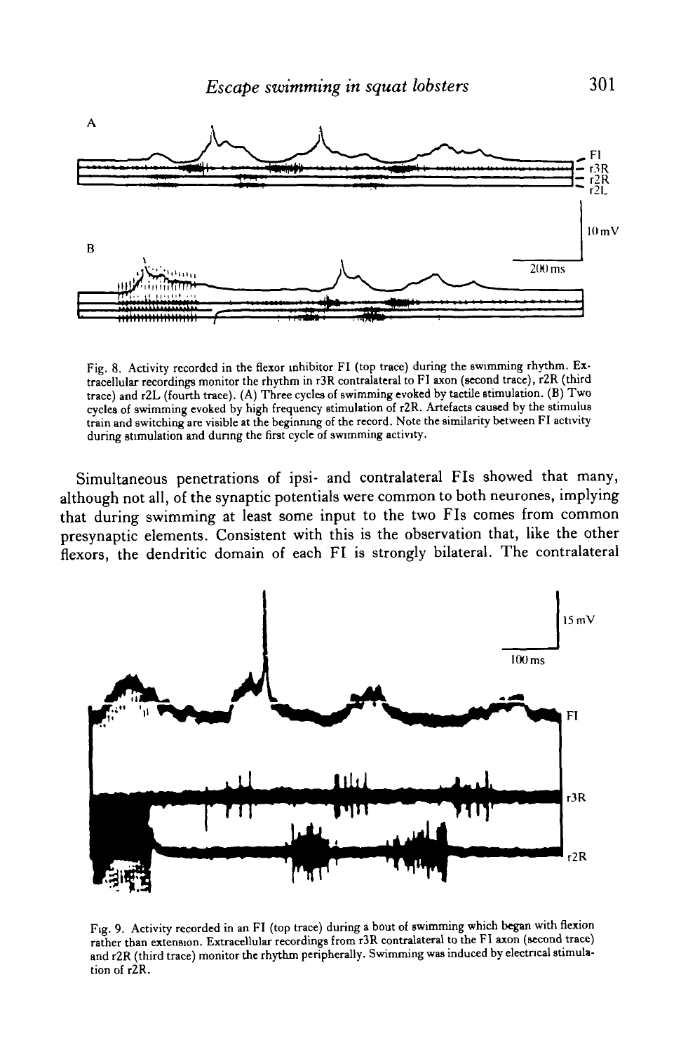Fig. 8. Activity recorded in the flexor inhibitor FI (top trace) during the swimming rhythm. Extracellular recordings monitor the rhythm in r3R contralateral to FI axon (second trace), r2R (third trace) and r2L (fourth trace). (A) Three cycles of swimming evoked by tactile stimulation. (B) Two cycles of swimming evoked by high frequency stimulation of r2R. Artefacts caused by the stimulus train and switching are visible at the beginning of the record. Note the similarity between FI activity during stimulation and during the first cycle of swimming activity.

Simultaneous penetrations of ipsi- and contralateral FIs showed that many, although not all, of the synaptic potentials were common to both neurones, implying that during swimming at least some input to the two FIs comes from common presynaptic elements. Consistent with this is the observation that, like the other flexors, the dendritic domain of each FI is strongly bilateral. The contralateral

Fig. 9. Activity recorded in an FI (top trace) during a bout of swimming which began with flexion rather than extension. Extracellular recordings from r3R contralateral to the FI axon (second trace) and r2R (third trace) monitor the rhythm peripherally. Swimming was induced by electrical stimulation of r2R.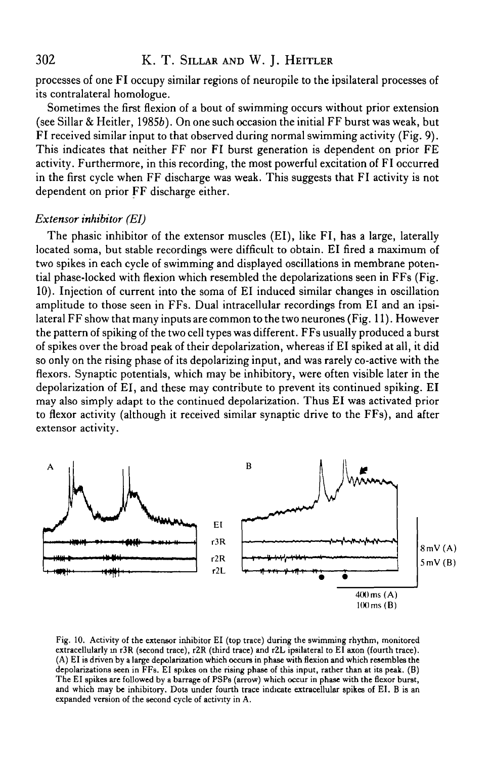processes of one FI occupy similar regions of neuropile to the ipsilateral processes of its contralateral homologue.

Sometimes the first flexion of a bout of swimming occurs without prior extension (see Sillar & Heitler, 1985*b*). On one such occasion the initial FF burst was weak, but FI received similar input to that observed during normal swimming activity (Fig. 9). This indicates that neither FF nor FI burst generation is dependent on prior FE activity. Furthermore, in this recording, the most powerful excitation of FI occurred in the first cycle when FF discharge was weak. This suggests that FI activity is not dependent on prior FF discharge either.

### *Extensor inhibitor (EI)*

The phasic inhibitor of the extensor muscles (EI), like FI, has a large, laterally located soma, but stable recordings were difficult to obtain. EI fired a maximum of two spikes in each cycle of swimming and displayed oscillations in membrane potential phase-locked with flexion which resembled the depolarizations seen in FFs (Fig. 10). Injection of current into the soma of EI induced similar changes in oscillation amplitude to those seen in FFs. Dual intracellular recordings from EI and an ipsilateral FF show that many inputs are common to the two neurones (Fig. 11). However the pattern of spiking of the two cell types was different. FFs usually produced a burst of spikes over the broad peak of their depolarization, whereas if EI spiked at all, it did so only on the rising phase of its depolarizing input, and was rarely co-active with the flexors. Synaptic potentials, which may be inhibitory, were often visible later in the depolarization of EI, and these may contribute to prevent its continued spiking. EI may also simply adapt to the continued depolarization. Thus EI was activated prior to flexor activity (although it received similar synaptic drive to the FFs), and after extensor activity.

Fig. 10. Activity of the extensor inhibitor EI (top trace) during the swimming rhythm, monitored extracellularly in r3R (second trace), r2R (third trace) and r2L ipsilateral to EI axon (fourth trace). (A) EI is driven by a large depolarization which occurs in phase with flexion and which resembles the depolarizations seen in FFs. EI spikes on the rising phase of this input, rather than at its peak. (B) The EI spikes are followed by a barrage of PSPs (arrow) which occur in phase with the flexor burst, and which may be inhibitory. Dots under fourth trace indicate extracellular spikes of EI. B is an expanded version of the second cycle of activity in A.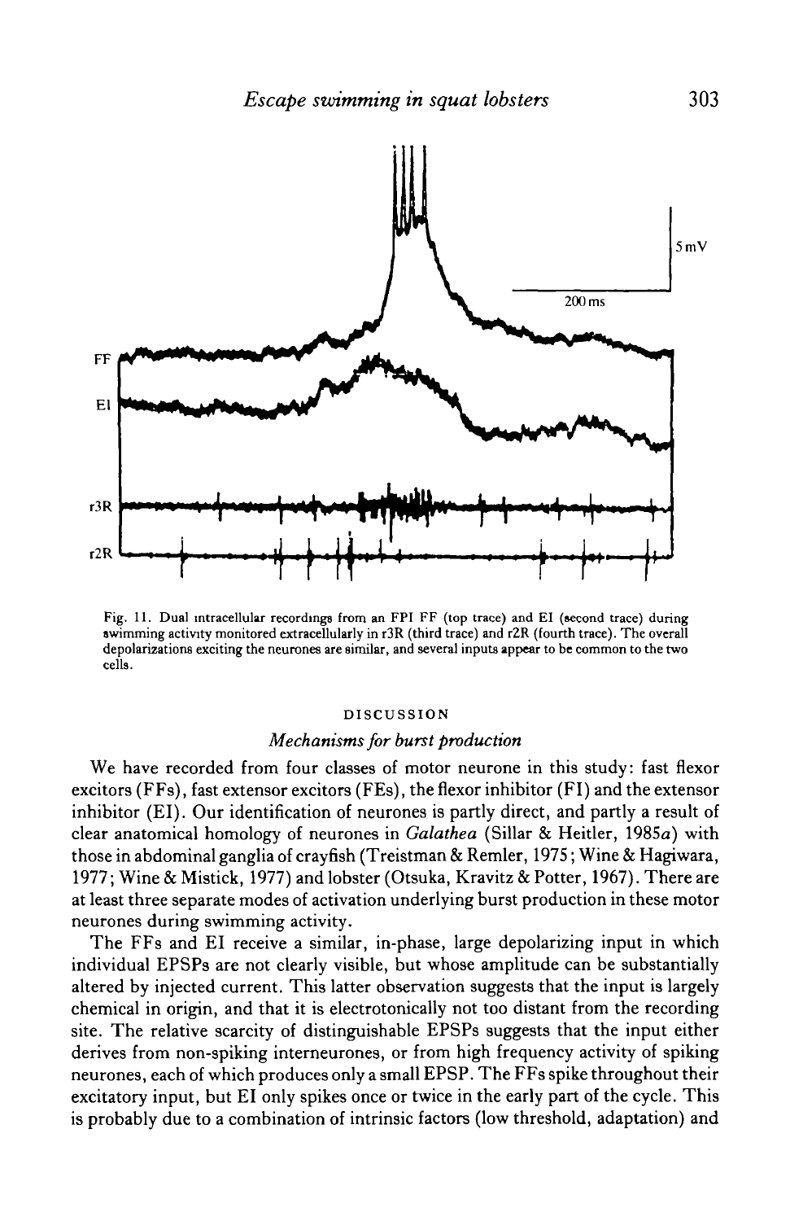Fig. 11. Dual intracellular recordings from an FPI FF (top trace) and EI (second trace) during swimming activity monitored extracellularly in r3R (third trace) and r2R (fourth trace). The overall depolarizations exciting the neurones are similar, and several inputs appear to be common to the two cells.

## DISCUSSION

### *Mechanisms for burst production*

We have recorded from four classes of motor neurone in this study: fast flexor excitors (FFs), fast extensor excitors (FEs), the flexor inhibitor (FI) and the extensor inhibitor (EI). Our identification of neurones is partly direct, and partly a result of clear anatomical homology of neurones in *Galathea* (Sillar & Heitler, 1985*a*) with those in abdominal ganglia of crayfish (Treistman & Remler, 1975; Wine & Hagiwara, 1977; Wine & Mistick, 1977) and lobster (Otsuka, Kravitz & Potter, 1967). There are at least three separate modes of activation underlying burst production in these motor neurones during swimming activity.

The FFs and EI receive a similar, in-phase, large depolarizing input in which individual EPSPs are not clearly visible, but whose amplitude can be substantially altered by injected current. This latter observation suggests that the input is largely chemical in origin, and that it is electrotonically not too distant from the recording site. The relative scarcity of distinguishable EPSPs suggests that the input either derives from non-spiking interneurones, or from high frequency activity of spiking neurones, each of which produces only a small EPSP. The FFs spike throughout their excitatory input, but EI only spikes once or twice in the early part of the cycle. This is probably due to a combination of intrinsic factors (low threshold, adaptation) and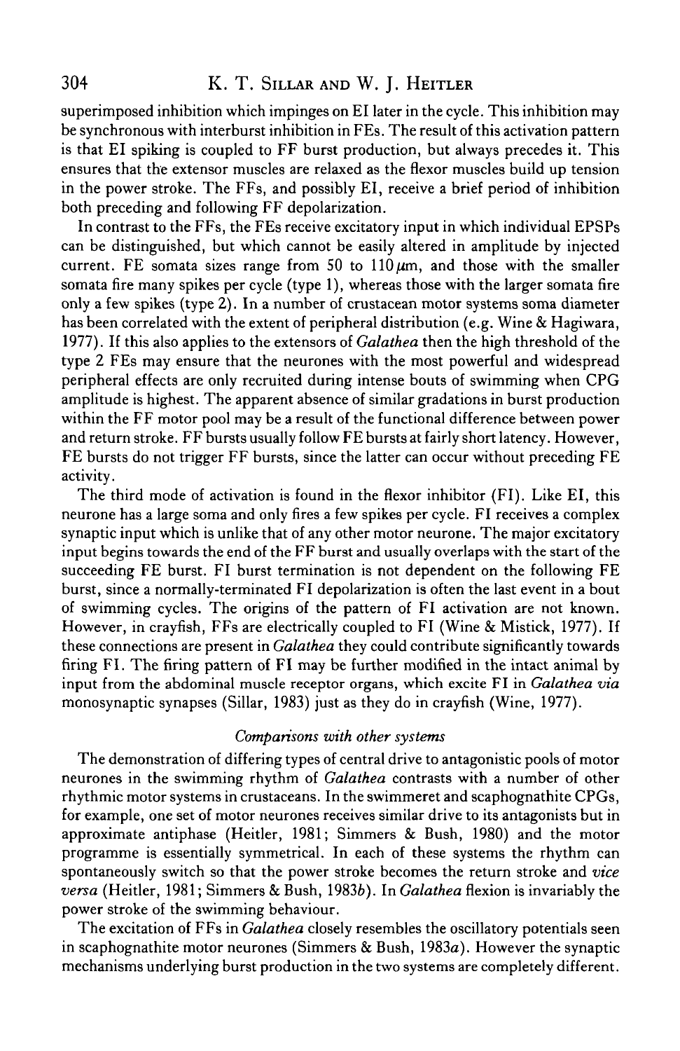superimposed inhibition which impinges on EI later in the cycle. This inhibition may be synchronous with interburst inhibition in FEs. The result of this activation pattern is that EI spiking is coupled to FF burst production, but always precedes it. This ensures that the extensor muscles are relaxed as the flexor muscles build up tension in the power stroke. The FFs, and possibly EI, receive a brief period of inhibition both preceding and following FF depolarization.

In contrast to the FFs, the FEs receive excitatory input in which individual EPSPs can be distinguished, but which cannot be easily altered in amplitude by injected current. FE somata sizes range from 50 to 110 $\mu$m, and those with the smaller somata fire many spikes per cycle (type 1), whereas those with the larger somata fire only a few spikes (type 2). In a number of crustacean motor systems soma diameter has been correlated with the extent of peripheral distribution (e.g. Wine & Hagiwara, 1977). If this also applies to the extensors of *Galathea* then the high threshold of the type 2 FEs may ensure that the neurones with the most powerful and widespread peripheral effects are only recruited during intense bouts of swimming when CPG amplitude is highest. The apparent absence of similar gradations in burst production within the FF motor pool may be a result of the functional difference between power and return stroke. FF bursts usually follow FE bursts at fairly short latency. However, FE bursts do not trigger FF bursts, since the latter can occur without preceding FE activity.

The third mode of activation is found in the flexor inhibitor (FI). Like EI, this neurone has a large soma and only fires a few spikes per cycle. FI receives a complex synaptic input which is unlike that of any other motor neurone. The major excitatory input begins towards the end of the FF burst and usually overlaps with the start of the succeeding FE burst. FI burst termination is not dependent on the following FE burst, since a normally-terminated FI depolarization is often the last event in a bout of swimming cycles. The origins of the pattern of FI activation are not known. However, in crayfish, FFs are electrically coupled to FI (Wine & Mistick, 1977). If these connections are present in *Galathea* they could contribute significantly towards firing FI. The firing pattern of FI may be further modified in the intact animal by input from the abdominal muscle receptor organs, which excite FI in *Galathea via* monosynaptic synapses (Sillar, 1983) just as they do in crayfish (Wine, 1977).

### *Comparisons with other systems*

The demonstration of differing types of central drive to antagonistic pools of motor neurones in the swimming rhythm of *Galathea* contrasts with a number of other rhythmic motor systems in crustaceans. In the swimmeret and scaphognathite CPGs, for example, one set of motor neurones receives similar drive to its antagonists but in approximate antiphase (Heitler, 1981; Simmers & Bush, 1980) and the motor programme is essentially symmetrical. In each of these systems the rhythm can spontaneously switch so that the power stroke becomes the return stroke and *vice versa* (Heitler, 1981; Simmers & Bush, 1983*b*). In *Galathea* flexion is invariably the power stroke of the swimming behaviour.

The excitation of FFs in *Galathea* closely resembles the oscillatory potentials seen in scaphognathite motor neurones (Simmers & Bush, 1983*a*). However the synaptic mechanisms underlying burst production in the two systems are completely different.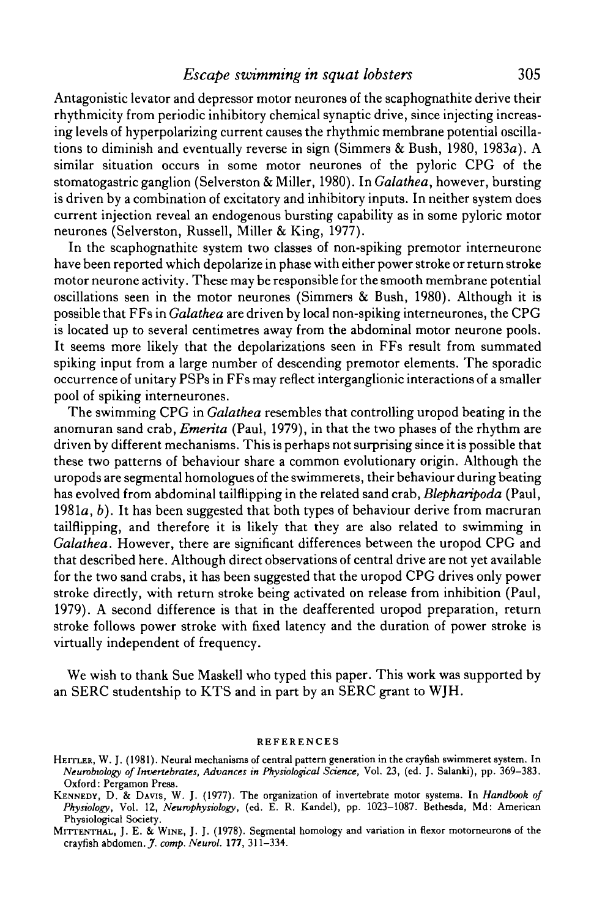Antagonistic levator and depressor motor neurones of the scaphognathite derive their rhythmicity from periodic inhibitory chemical synaptic drive, since injecting increasing levels of hyperpolarizing current causes the rhythmic membrane potential oscillations to diminish and eventually reverse in sign (Simmers & Bush, 1980, 1983*a*). A similar situation occurs in some motor neurones of the pyloric CPG of the stomatogastric ganglion (Selverston & Miller, 1980). In *Galathea*, however, bursting is driven by a combination of excitatory and inhibitory inputs. In neither system does current injection reveal an endogenous bursting capability as in some pyloric motor neurones (Selverston, Russell, Miller & King, 1977).

In the scaphognathite system two classes of non-spiking premotor interneurone have been reported which depolarize in phase with either power stroke or return stroke motor neurone activity. These may be responsible for the smooth membrane potential oscillations seen in the motor neurones (Simmers & Bush, 1980). Although it is possible that FFs in *Galathea* are driven by local non-spiking interneurones, the CPG is located up to several centimetres away from the abdominal motor neurone pools. It seems more likely that the depolarizations seen in FFs result from summated spiking input from a large number of descending premotor elements. The sporadic occurrence of unitary PSPs in FFs may reflect interganglionic interactions of a smaller pool of spiking interneurones.

The swimming CPG in *Galathea* resembles that controlling uropod beating in the anomuran sand crab, *Emerita* (Paul, 1979), in that the two phases of the rhythm are driven by different mechanisms. This is perhaps not surprising since it is possible that these two patterns of behaviour share a common evolutionary origin. Although the uropods are segmental homologues of the swimmerets, their behaviour during beating has evolved from abdominal tailflipping in the related sand crab, *Blepharipoda* (Paul, 1981*a*, *b*). It has been suggested that both types of behaviour derive from macruran tailflipping, and therefore it is likely that they are also related to swimming in *Galathea*. However, there are significant differences between the uropod CPG and that described here. Although direct observations of central drive are not yet available for the two sand crabs, it has been suggested that the uropod CPG drives only power stroke directly, with return stroke being activated on release from inhibition (Paul, 1979). A second difference is that in the deafferented uropod preparation, return stroke follows power stroke with fixed latency and the duration of power stroke is virtually independent of frequency.

We wish to thank Sue Maskell who typed this paper. This work was supported by an SERC studentship to KTS and in part by an SERC grant to WJH.

## REFERENCES

Heitler, W. J. (1981). Neural mechanisms of central pattern generation in the crayfish swimmeret system. In *Neurobiology of Invertebrates, Advances in Physiological Science*, Vol. 23, (ed. J. Salanki), pp. 369–383. Oxford: Pergamon Press.

Kennedy, D. & Davis, W. J. (1977). The organization of invertebrate motor systems. In *Handbook of Physiology*, Vol. 12, *Neurophysiology*, (ed. E. R. Kandel), pp. 1023–1087. Bethesda, Md: American Physiological Society.

Mittenthal, J. E. & Wine, J. J. (1978). Segmental homology and variation in flexor motorneurons of the crayfish abdomen. *J. comp. Neurol.* **177**, 311–334.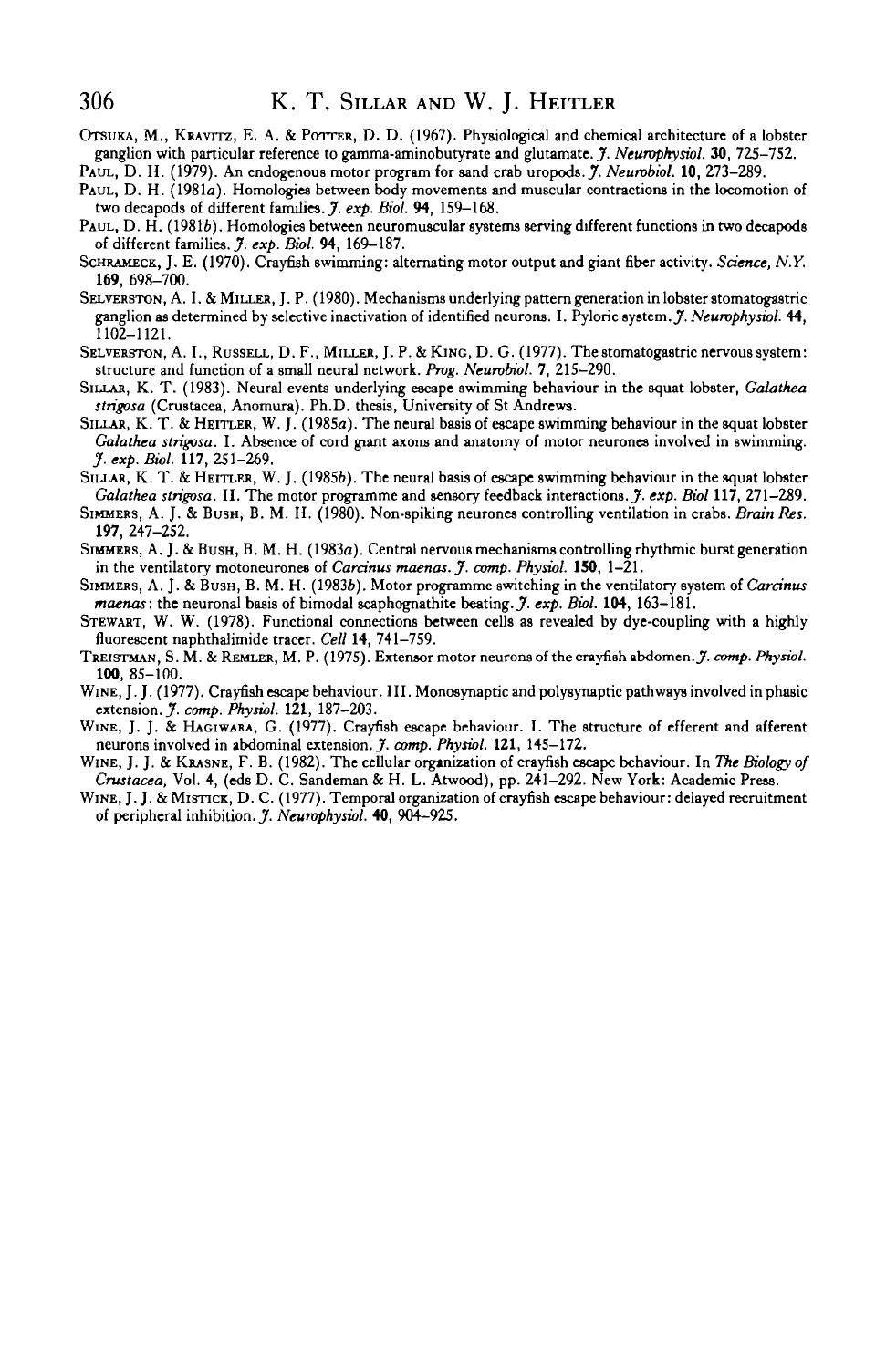Otsuka, M., Kravitz, E. A. & Potter, D. D. (1967). Physiological and chemical architecture of a lobster ganglion with particular reference to gamma-aminobutyrate and glutamate. *J. Neurophysiol.* **30**, 725–752.

Paul, D. H. (1979). An endogenous motor program for sand crab uropods. *J. Neurobiol.* **10**, 273–289.

Paul, D. H. (1981*a*). Homologies between body movements and muscular contractions in the locomotion of two decapods of different families. *J. exp. Biol.* **94**, 159–168.

Paul, D. H. (1981*b*). Homologies between neuromuscular systems serving different functions in two decapods of different families. *J. exp. Biol.* **94**, 169–187.

Schrameck, J. E. (1970). Crayfish swimming: alternating motor output and giant fiber activity. *Science, N.Y.* **169**, 698–700.

Selverston, A. I. & Miller, J. P. (1980). Mechanisms underlying pattern generation in lobster stomatogastric ganglion as determined by selective inactivation of identified neurons. I. Pyloric system. *J. Neurophysiol.* **44**, 1102–1121.

Selverston, A. I., Russell, D. F., Miller, J. P. & King, D. G. (1977). The stomatogastric nervous system: structure and function of a small neural network. *Prog. Neurobiol.* **7**, 215–290.

Sillar, K. T. (1983). Neural events underlying escape swimming behaviour in the squat lobster, *Galathea strigosa* (Crustacea, Anomura). Ph.D. thesis, University of St Andrews.

Sillar, K. T. & Heitler, W. J. (1985*a*). The neural basis of escape swimming behaviour in the squat lobster *Galathea strigosa*. I. Absence of cord giant axons and anatomy of motor neurones involved in swimming. *J. exp. Biol.* **117**, 251–269.

Sillar, K. T. & Heitler, W. J. (1985*b*). The neural basis of escape swimming behaviour in the squat lobster *Galathea strigosa*. II. The motor programme and sensory feedback interactions. *J. exp. Biol* **117**, 271–289.

Simmers, A. J. & Bush, B. M. H. (1980). Non-spiking neurones controlling ventilation in crabs. *Brain Res.* **197**, 247–252.

Simmers, A. J. & Bush, B. M. H. (1983*a*). Central nervous mechanisms controlling rhythmic burst generation in the ventilatory motoneurones of *Carcinus maenas*. *J. comp. Physiol.* **150**, 1–21.

Simmers, A. J. & Bush, B. M. H. (1983*b*). Motor programme switching in the ventilatory system of *Carcinus maenas*: the neuronal basis of bimodal scaphognathite beating. *J. exp. Biol.* **104**, 163–181.

Stewart, W. W. (1978). Functional connections between cells as revealed by dye-coupling with a highly fluorescent naphthalimide tracer. *Cell* **14**, 741–759.

Treistman, S. M. & Remler, M. P. (1975). Extensor motor neurons of the crayfish abdomen. *J. comp. Physiol.* **100**, 85–100.

Wine, J. J. (1977). Crayfish escape behaviour. III. Monosynaptic and polysynaptic pathways involved in phasic extension. *J. comp. Physiol.* **121**, 187–203.

Wine, J. J. & Hagiwara, G. (1977). Crayfish escape behaviour. I. The structure of efferent and afferent neurons involved in abdominal extension. *J. comp. Physiol.* **121**, 145–172.

Wine, J. J. & Krasne, F. B. (1982). The cellular organization of crayfish escape behaviour. In *The Biology of Crustacea*, Vol. 4, (eds D. C. Sandeman & H. L. Atwood), pp. 241–292. New York: Academic Press.

Wine, J. J. & Mistick, D. C. (1977). Temporal organization of crayfish escape behaviour: delayed recruitment of peripheral inhibition. *J. Neurophysiol.* **40**, 904–925.